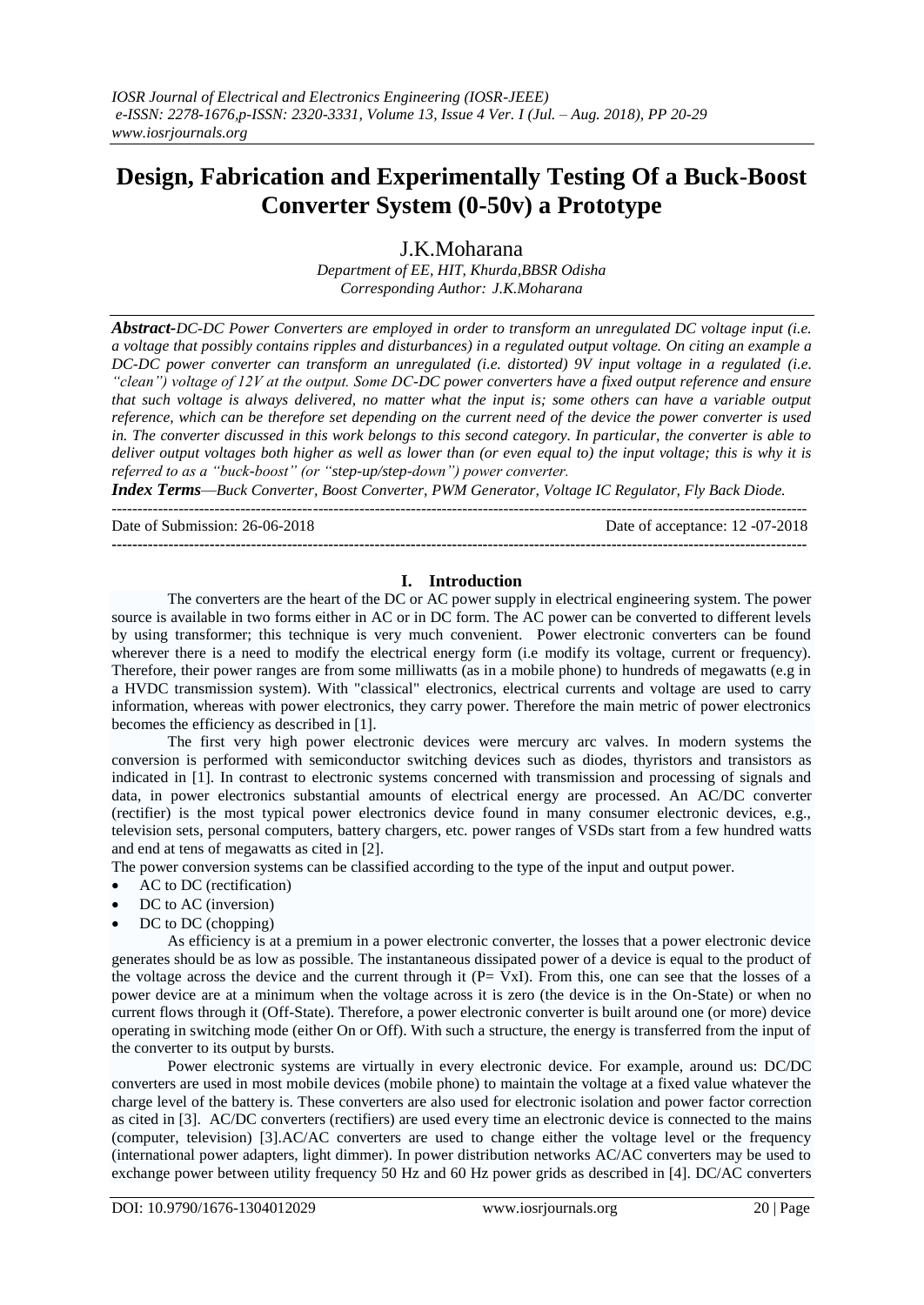# Design, Fabrication and Experimentally Testing Of a Buck-Boost Converter System (0-50v) a Prototype

J.K.Moharana

*Department of EE, HIT, Khurda,BBSR Odisha*
*Corresponding Author: J.K.Moharana*

***Abstract-****DC-DC Power Converters are employed in order to transform an unregulated DC voltage input (i.e. a voltage that possibly contains ripples and disturbances) in a regulated output voltage. On citing an example a DC-DC power converter can transform an unregulated (i.e. distorted) 9V input voltage in a regulated (i.e. "clean") voltage of 12V at the output. Some DC-DC power converters have a fixed output reference and ensure that such voltage is always delivered, no matter what the input is; some others can have a variable output reference, which can be therefore set depending on the current need of the device the power converter is used in. The converter discussed in this work belongs to this second category. In particular, the converter is able to deliver output voltages both higher as well as lower than (or even equal to) the input voltage; this is why it is referred to as a "buck-boost" (or "step-up/step-down") power converter.*

***Index Terms****—Buck Converter, Boost Converter, PWM Generator, Voltage IC Regulator, Fly Back Diode.*

Date of Submission: 26-06-2018 Date of acceptance: 12 -07-2018

## I. Introduction

The converters are the heart of the DC or AC power supply in electrical engineering system. The power source is available in two forms either in AC or in DC form. The AC power can be converted to different levels by using transformer; this technique is very much convenient. Power electronic converters can be found wherever there is a need to modify the electrical energy form (i.e modify its voltage, current or frequency). Therefore, their power ranges are from some milliwatts (as in a mobile phone) to hundreds of megawatts (e.g in a HVDC transmission system). With "classical" electronics, electrical currents and voltage are used to carry information, whereas with power electronics, they carry power. Therefore the main metric of power electronics becomes the efficiency as described in [1].

The first very high power electronic devices were mercury arc valves. In modern systems the conversion is performed with semiconductor switching devices such as diodes, thyristors and transistors as indicated in [1]. In contrast to electronic systems concerned with transmission and processing of signals and data, in power electronics substantial amounts of electrical energy are processed. An AC/DC converter (rectifier) is the most typical power electronics device found in many consumer electronic devices, e.g., television sets, personal computers, battery chargers, etc. power ranges of VSDs start from a few hundred watts and end at tens of megawatts as cited in [2].

The power conversion systems can be classified according to the type of the input and output power.

- AC to DC (rectification)
- DC to AC (inversion)
- DC to DC (chopping)

As efficiency is at a premium in a power electronic converter, the losses that a power electronic device generates should be as low as possible. The instantaneous dissipated power of a device is equal to the product of the voltage across the device and the current through it ($P= VxI$). From this, one can see that the losses of a power device are at a minimum when the voltage across it is zero (the device is in the On-State) or when no current flows through it (Off-State). Therefore, a power electronic converter is built around one (or more) device operating in switching mode (either On or Off). With such a structure, the energy is transferred from the input of the converter to its output by bursts.

Power electronic systems are virtually in every electronic device. For example, around us: DC/DC converters are used in most mobile devices (mobile phone) to maintain the voltage at a fixed value whatever the charge level of the battery is. These converters are also used for electronic isolation and power factor correction as cited in [3]. AC/DC converters (rectifiers) are used every time an electronic device is connected to the mains (computer, television) [3].AC/AC converters are used to change either the voltage level or the frequency (international power adapters, light dimmer). In power distribution networks AC/AC converters may be used to exchange power between utility frequency 50 Hz and 60 Hz power grids as described in [4]. DC/AC converters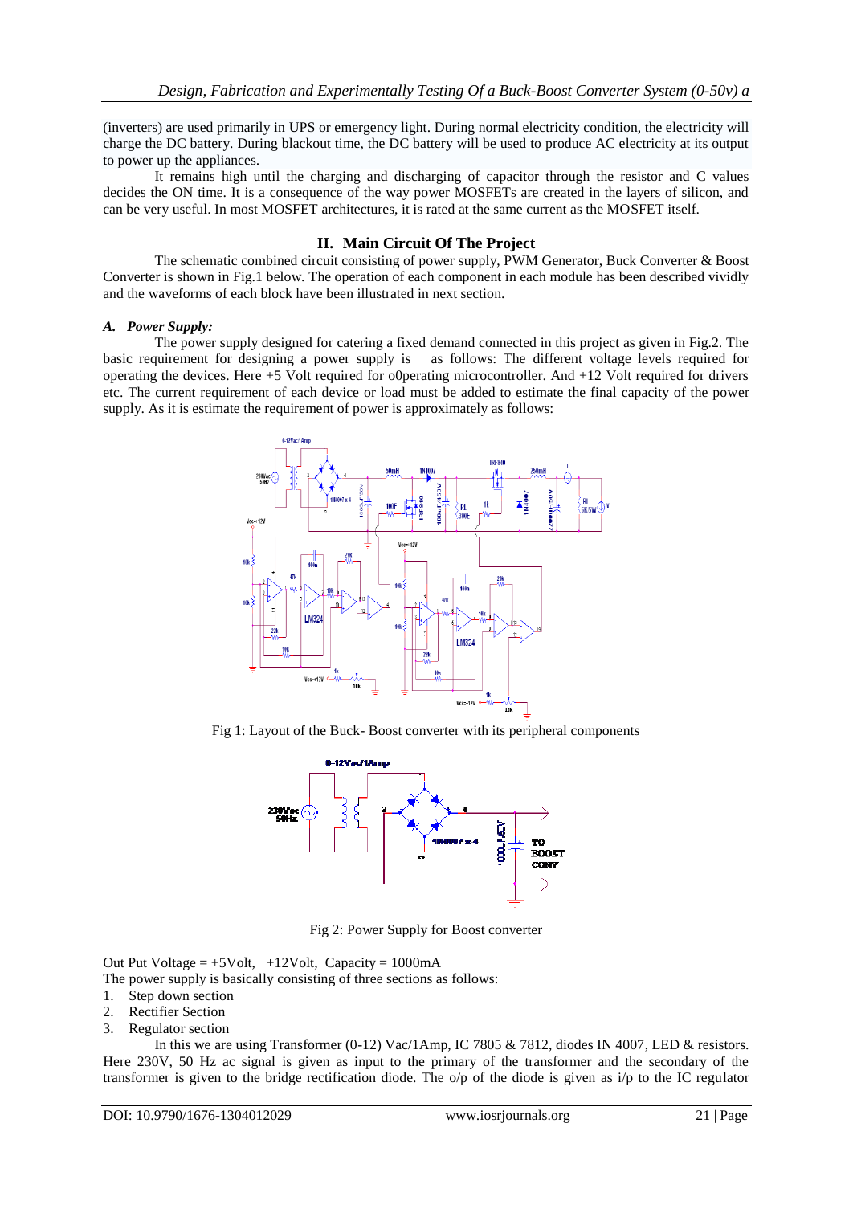(inverters) are used primarily in UPS or emergency light. During normal electricity condition, the electricity will charge the DC battery. During blackout time, the DC battery will be used to produce AC electricity at its output to power up the appliances.

It remains high until the charging and discharging of capacitor through the resistor and C values decides the ON time. It is a consequence of the way power MOSFETs are created in the layers of silicon, and can be very useful. In most MOSFET architectures, it is rated at the same current as the MOSFET itself.

## II. Main Circuit Of The Project

The schematic combined circuit consisting of power supply, PWM Generator, Buck Converter & Boost Converter is shown in Fig.1 below. The operation of each component in each module has been described vividly and the waveforms of each block have been illustrated in next section.

### A. Power Supply:

The power supply designed for catering a fixed demand connected in this project as given in Fig.2. The basic requirement for designing a power supply is as follows: The different voltage levels required for operating the devices. Here +5 Volt required for o0perating microcontroller. And +12 Volt required for drivers etc. The current requirement of each device or load must be added to estimate the final capacity of the power supply. As it is estimate the requirement of power is approximately as follows:

Fig 1: Layout of the Buck- Boost converter with its peripheral components

Fig 2: Power Supply for Boost converter

Out Put Voltage = +5Volt, +12Volt, Capacity = 1000mA

The power supply is basically consisting of three sections as follows:

1. Step down section
2. Rectifier Section
3. Regulator section

In this we are using Transformer (0-12) Vac/1Amp, IC 7805 & 7812, diodes IN 4007, LED & resistors. Here 230V, 50 Hz ac signal is given as input to the primary of the transformer and the secondary of the transformer is given to the bridge rectification diode. The o/p of the diode is given as i/p to the IC regulator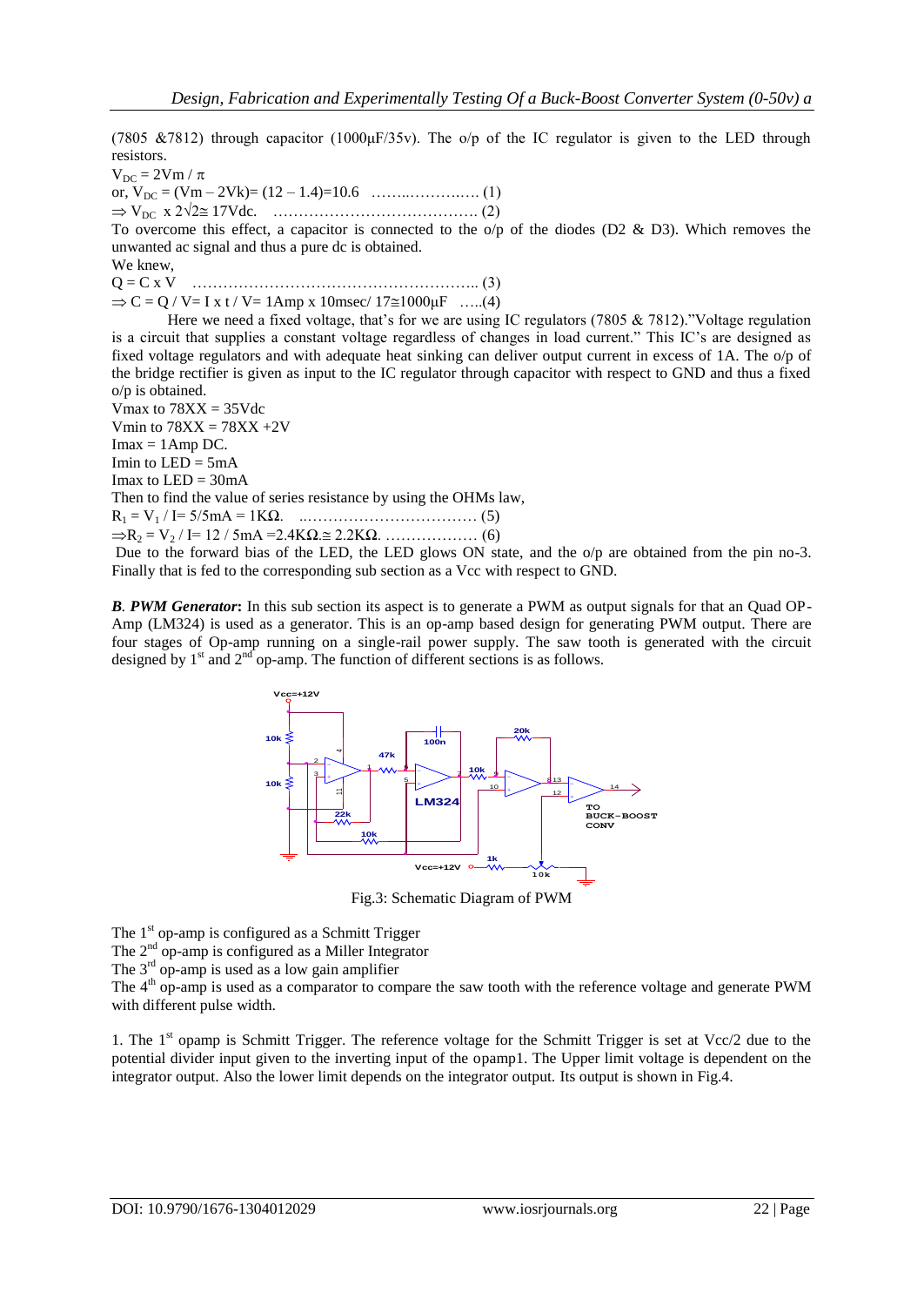(7805 &7812) through capacitor (1000μF/35v). The o/p of the IC regulator is given to the LED through resistors.

$V_{DC} = 2Vm / \pi$

or, $V_{DC} = (Vm - 2Vk) = (12 - 1.4) = 10.6$ ……..……..…. (1)

$\Rightarrow V_{DC} \times 2\sqrt{2} \cong 17$Vdc. …………………………………. (2)

To overcome this effect, a capacitor is connected to the o/p of the diodes (D2 & D3). Which removes the unwanted ac signal and thus a pure dc is obtained.

We knew,

$Q = C \times V$ ……………………………………………….. (3)

$\Rightarrow C = Q / V = I \times t / V = 1\text{Amp} \times 10\text{msec} / 17 \cong 1000\mu F$ …..(4)

Here we need a fixed voltage, that's for we are using IC regulators (7805 & 7812)."Voltage regulation is a circuit that supplies a constant voltage regardless of changes in load current." This IC's are designed as fixed voltage regulators and with adequate heat sinking can deliver output current in excess of 1A. The o/p of the bridge rectifier is given as input to the IC regulator through capacitor with respect to GND and thus a fixed o/p is obtained.

Vmax to 78XX = 35Vdc

Vmin to 78XX = 78XX +2V

Imax = 1Amp DC.

Imin to LED = 5mA

Imax to LED = 30mA

Then to find the value of series resistance by using the OHMs law,

$R_1 = V_1 / I = 5/5\text{mA} = 1K\Omega$. ..……………………………. (5)

$\Rightarrow R_2 = V_2 / I = 12 / 5\text{mA} = 2.4K\Omega \cong 2.2K\Omega$. ……………… (6)

Due to the forward bias of the LED, the LED glows ON state, and the o/p are obtained from the pin no-3. Finally that is fed to the corresponding sub section as a Vcc with respect to GND.

***B. PWM Generator*:** In this sub section its aspect is to generate a PWM as output signals for that an Quad OP-Amp (LM324) is used as a generator. This is an op-amp based design for generating PWM output. There are four stages of Op-amp running on a single-rail power supply. The saw tooth is generated with the circuit designed by 1st and 2nd op-amp. The function of different sections is as follows.

Fig.3: Schematic Diagram of PWM

The 1st op-amp is configured as a Schmitt Trigger

The 2nd op-amp is configured as a Miller Integrator

The 3rd op-amp is used as a low gain amplifier

The 4th op-amp is used as a comparator to compare the saw tooth with the reference voltage and generate PWM with different pulse width.

1. The 1st opamp is Schmitt Trigger. The reference voltage for the Schmitt Trigger is set at Vcc/2 due to the potential divider input given to the inverting input of the opamp1. The Upper limit voltage is dependent on the integrator output. Also the lower limit depends on the integrator output. Its output is shown in Fig.4.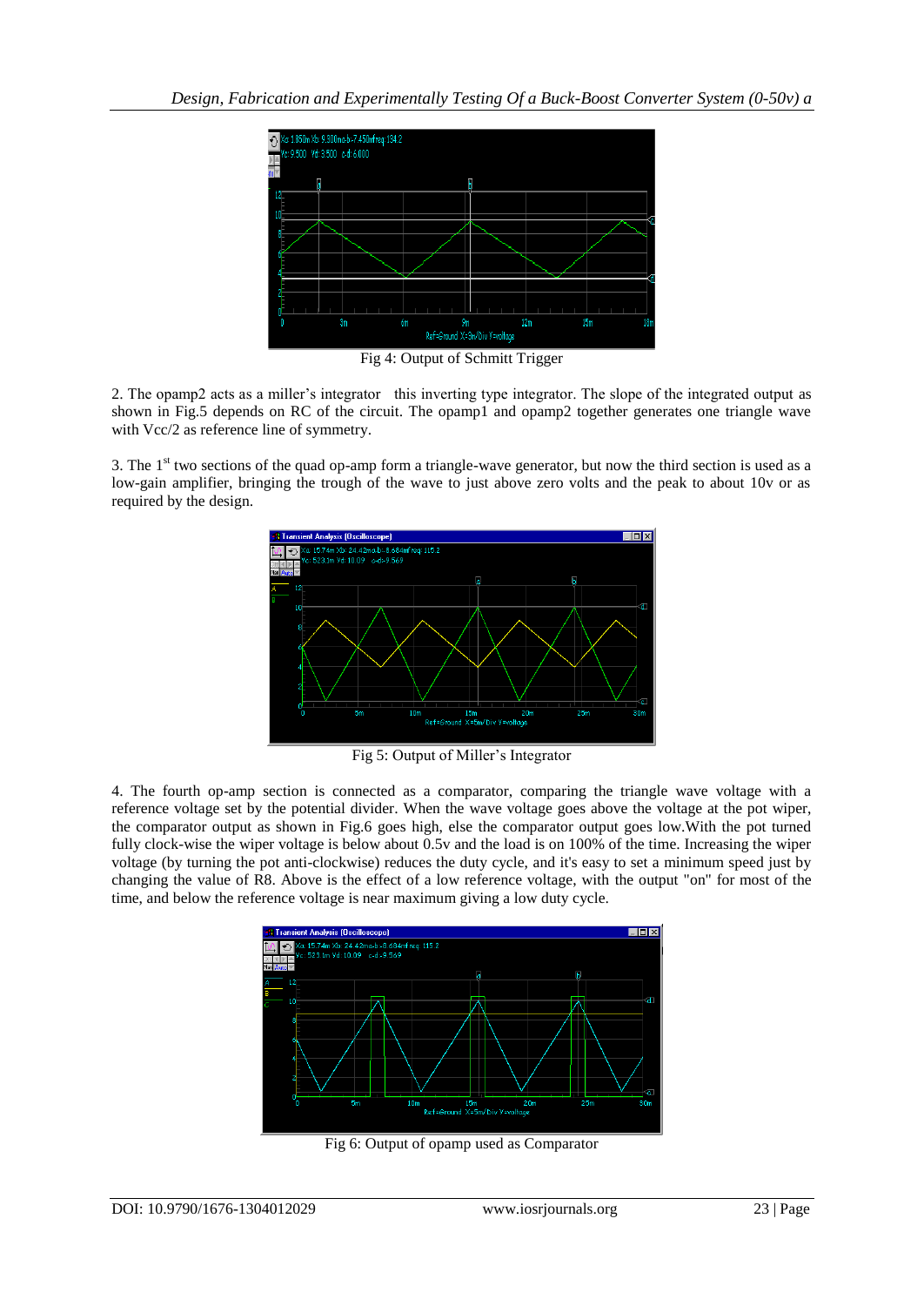Fig 4: Output of Schmitt Trigger

2. The opamp2 acts as a miller's integrator this inverting type integrator. The slope of the integrated output as shown in Fig.5 depends on RC of the circuit. The opamp1 and opamp2 together generates one triangle wave with Vcc/2 as reference line of symmetry.

3. The 1st two sections of the quad op-amp form a triangle-wave generator, but now the third section is used as a low-gain amplifier, bringing the trough of the wave to just above zero volts and the peak to about 10v or as required by the design.

Fig 5: Output of Miller's Integrator

4. The fourth op-amp section is connected as a comparator, comparing the triangle wave voltage with a reference voltage set by the potential divider. When the wave voltage goes above the voltage at the pot wiper, the comparator output as shown in Fig.6 goes high, else the comparator output goes low.With the pot turned fully clock-wise the wiper voltage is below about 0.5v and the load is on 100% of the time. Increasing the wiper voltage (by turning the pot anti-clockwise) reduces the duty cycle, and it's easy to set a minimum speed just by changing the value of R8. Above is the effect of a low reference voltage, with the output "on" for most of the time, and below the reference voltage is near maximum giving a low duty cycle.

Fig 6: Output of opamp used as Comparator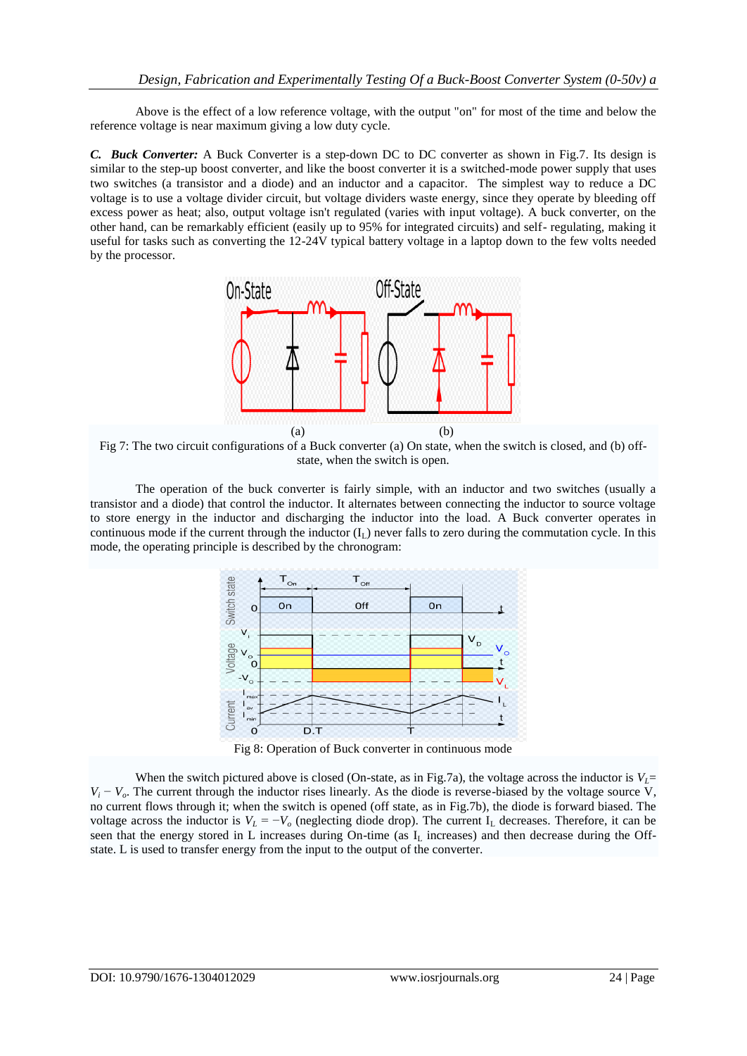Above is the effect of a low reference voltage, with the output "on" for most of the time and below the reference voltage is near maximum giving a low duty cycle.

***C. Buck Converter:*** A Buck Converter is a step-down DC to DC converter as shown in Fig.7. Its design is similar to the step-up boost converter, and like the boost converter it is a switched-mode power supply that uses two switches (a transistor and a diode) and an inductor and a capacitor. The simplest way to reduce a DC voltage is to use a voltage divider circuit, but voltage dividers waste energy, since they operate by bleeding off excess power as heat; also, output voltage isn't regulated (varies with input voltage). A buck converter, on the other hand, can be remarkably efficient (easily up to 95% for integrated circuits) and self- regulating, making it useful for tasks such as converting the 12-24V typical battery voltage in a laptop down to the few volts needed by the processor.

(a) (b)

Fig 7: The two circuit configurations of a Buck converter (a) On state, when the switch is closed, and (b) off-state, when the switch is open.

The operation of the buck converter is fairly simple, with an inductor and two switches (usually a transistor and a diode) that control the inductor. It alternates between connecting the inductor to source voltage to store energy in the inductor and discharging the inductor into the load. A Buck converter operates in continuous mode if the current through the inductor ($I_L$) never falls to zero during the commutation cycle. In this mode, the operating principle is described by the chronogram:

Fig 8: Operation of Buck converter in continuous mode

When the switch pictured above is closed (On-state, as in Fig.7a), the voltage across the inductor is $V_L = V_i - V_o$. The current through the inductor rises linearly. As the diode is reverse-biased by the voltage source V, no current flows through it; when the switch is opened (off state, as in Fig.7b), the diode is forward biased. The voltage across the inductor is $V_L = -V_o$ (neglecting diode drop). The current $I_L$ decreases. Therefore, it can be seen that the energy stored in L increases during On-time (as $I_L$ increases) and then decrease during the Off-state. L is used to transfer energy from the input to the output of the converter.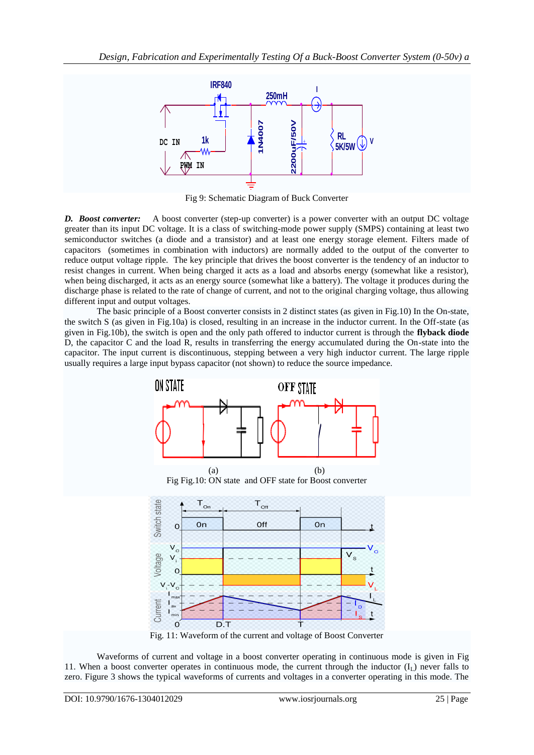Fig 9: Schematic Diagram of Buck Converter

***D. Boost converter:*** A boost converter (step-up converter) is a power converter with an output DC voltage greater than its input DC voltage. It is a class of switching-mode power supply (SMPS) containing at least two semiconductor switches (a diode and a transistor) and at least one energy storage element. Filters made of capacitors (sometimes in combination with inductors) are normally added to the output of the converter to reduce output voltage ripple. The key principle that drives the boost converter is the tendency of an inductor to resist changes in current. When being charged it acts as a load and absorbs energy (somewhat like a resistor), when being discharged, it acts as an energy source (somewhat like a battery). The voltage it produces during the discharge phase is related to the rate of change of current, and not to the original charging voltage, thus allowing different input and output voltages.

The basic principle of a Boost converter consists in 2 distinct states (as given in Fig.10) In the On-state, the switch S (as given in Fig.10a) is closed, resulting in an increase in the inductor current. In the Off-state (as given in Fig.10b), the switch is open and the only path offered to inductor current is through the **flyback diode** D, the capacitor C and the load R, results in transferring the energy accumulated during the On-state into the capacitor. The input current is discontinuous, stepping between a very high inductor current. The large ripple usually requires a large input bypass capacitor (not shown) to reduce the source impedance.

(a) (b)

Fig Fig.10: ON state and OFF state for Boost converter

Fig. 11: Waveform of the current and voltage of Boost Converter

Waveforms of current and voltage in a boost converter operating in continuous mode is given in Fig 11. When a boost converter operates in continuous mode, the current through the inductor ($I_L$) never falls to zero. Figure 3 shows the typical waveforms of currents and voltages in a converter operating in this mode. The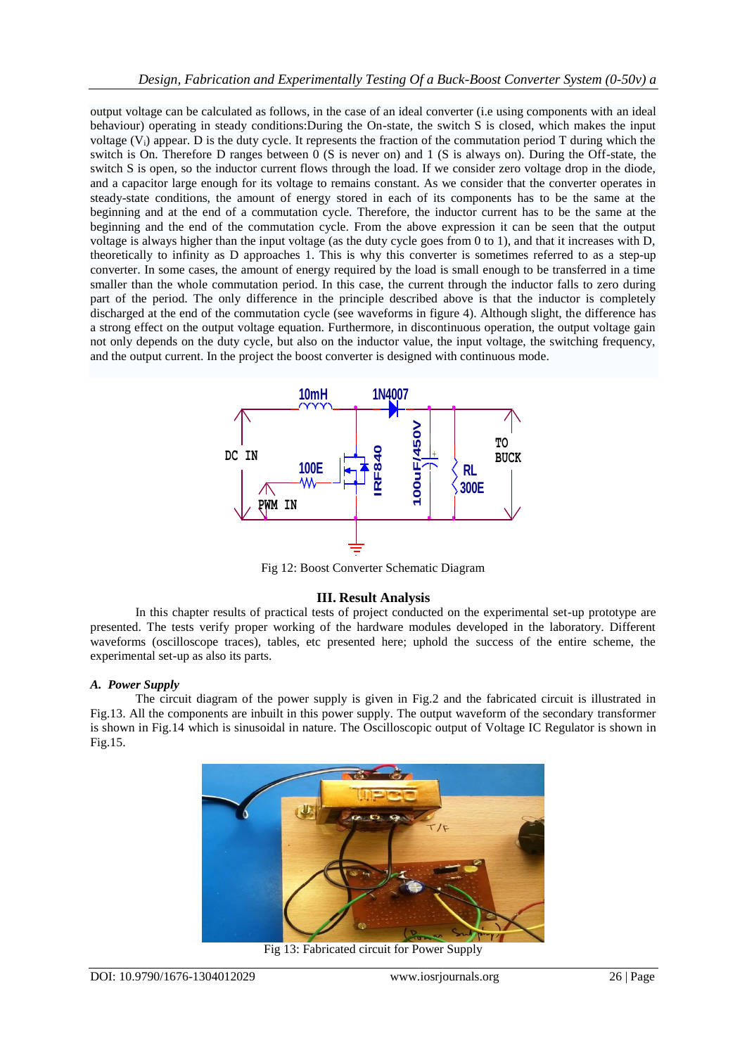output voltage can be calculated as follows, in the case of an ideal converter (i.e using components with an ideal behaviour) operating in steady conditions:During the On-state, the switch S is closed, which makes the input voltage ($V_i$) appear. D is the duty cycle. It represents the fraction of the commutation period T during which the switch is On. Therefore D ranges between 0 (S is never on) and 1 (S is always on). During the Off-state, the switch S is open, so the inductor current flows through the load. If we consider zero voltage drop in the diode, and a capacitor large enough for its voltage to remains constant. As we consider that the converter operates in steady-state conditions, the amount of energy stored in each of its components has to be the same at the beginning and at the end of a commutation cycle. Therefore, the inductor current has to be the same at the beginning and the end of the commutation cycle. From the above expression it can be seen that the output voltage is always higher than the input voltage (as the duty cycle goes from 0 to 1), and that it increases with D, theoretically to infinity as D approaches 1. This is why this converter is sometimes referred to as a step-up converter. In some cases, the amount of energy required by the load is small enough to be transferred in a time smaller than the whole commutation period. In this case, the current through the inductor falls to zero during part of the period. The only difference in the principle described above is that the inductor is completely discharged at the end of the commutation cycle (see waveforms in figure 4). Although slight, the difference has a strong effect on the output voltage equation. Furthermore, in discontinuous operation, the output voltage gain not only depends on the duty cycle, but also on the inductor value, the input voltage, the switching frequency, and the output current. In the project the boost converter is designed with continuous mode.

Fig 12: Boost Converter Schematic Diagram

## III. Result Analysis

In this chapter results of practical tests of project conducted on the experimental set-up prototype are presented. The tests verify proper working of the hardware modules developed in the laboratory. Different waveforms (oscilloscope traces), tables, etc presented here; uphold the success of the entire scheme, the experimental set-up as also its parts.

### *A. Power Supply*

The circuit diagram of the power supply is given in Fig.2 and the fabricated circuit is illustrated in Fig.13. All the components are inbuilt in this power supply. The output waveform of the secondary transformer is shown in Fig.14 which is sinusoidal in nature. The Oscilloscopic output of Voltage IC Regulator is shown in Fig.15.

Fig 13: Fabricated circuit for Power Supply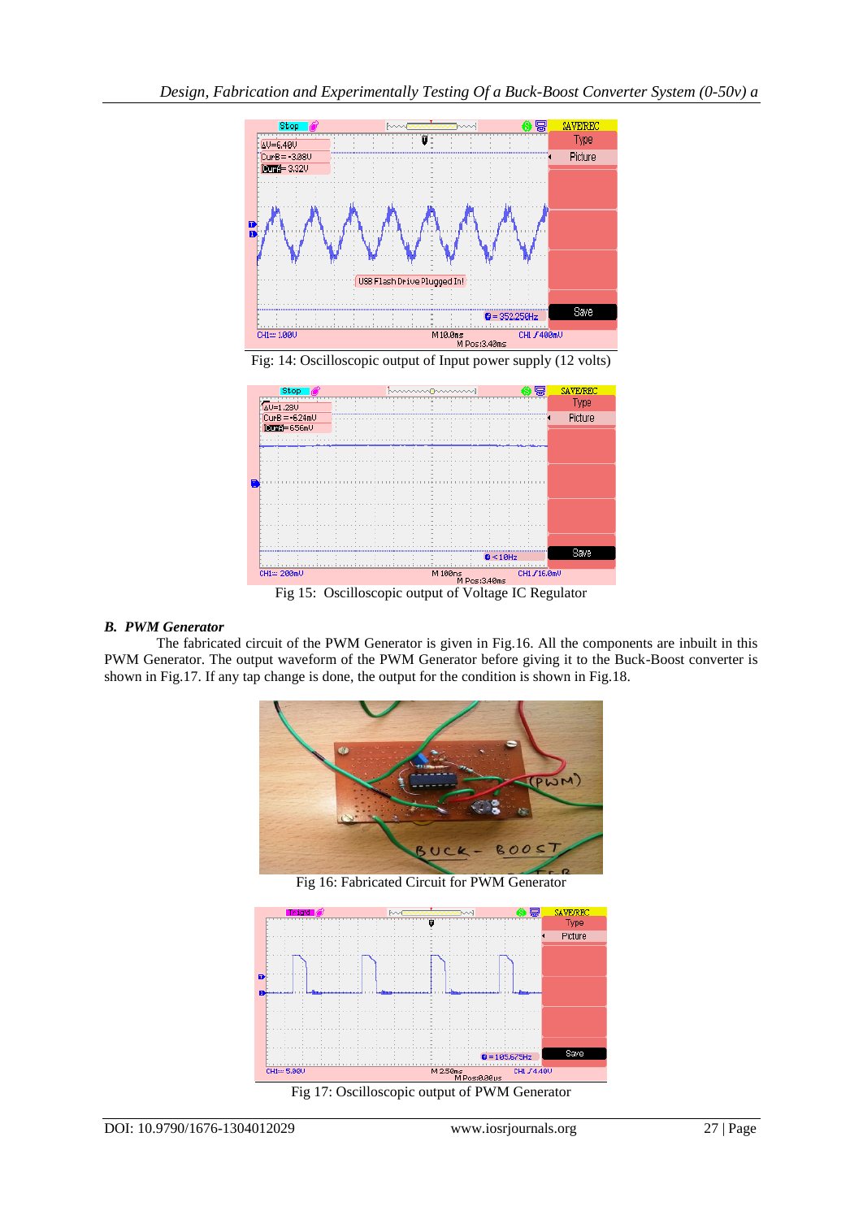Fig: 14: Oscilloscopic output of Input power supply (12 volts)

Fig 15: Oscilloscopic output of Voltage IC Regulator

### *B. PWM Generator*

The fabricated circuit of the PWM Generator is given in Fig.16. All the components are inbuilt in this PWM Generator. The output waveform of the PWM Generator before giving it to the Buck-Boost converter is shown in Fig.17. If any tap change is done, the output for the condition is shown in Fig.18.

Fig 16: Fabricated Circuit for PWM Generator

Fig 17: Oscilloscopic output of PWM Generator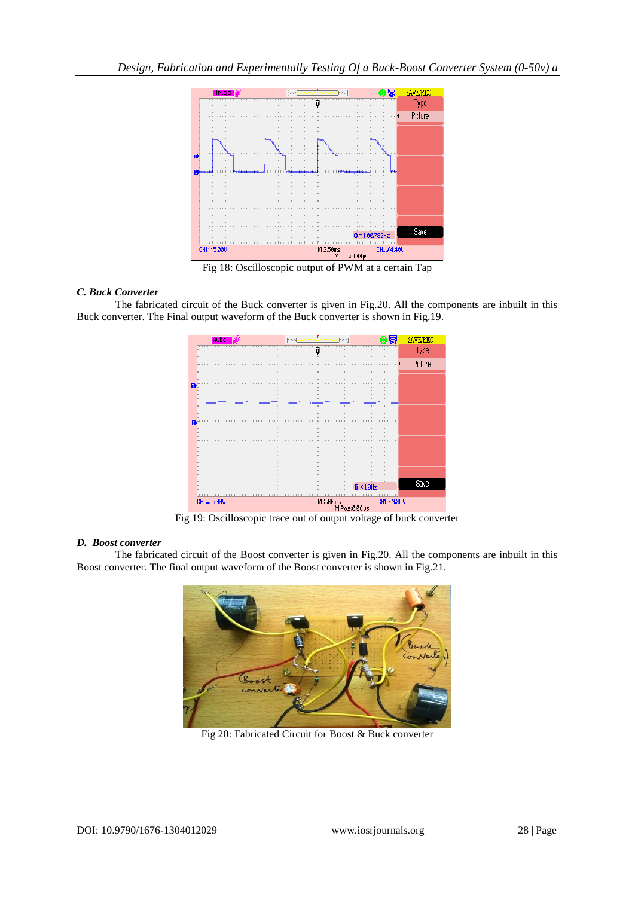Fig 18: Oscilloscopic output of PWM at a certain Tap

### *C. Buck Converter*

The fabricated circuit of the Buck converter is given in Fig.20. All the components are inbuilt in this Buck converter. The Final output waveform of the Buck converter is shown in Fig.19.

Fig 19: Oscilloscopic trace out of output voltage of buck converter

### *D. Boost converter*

The fabricated circuit of the Boost converter is given in Fig.20. All the components are inbuilt in this Boost converter. The final output waveform of the Boost converter is shown in Fig.21.

Fig 20: Fabricated Circuit for Boost & Buck converter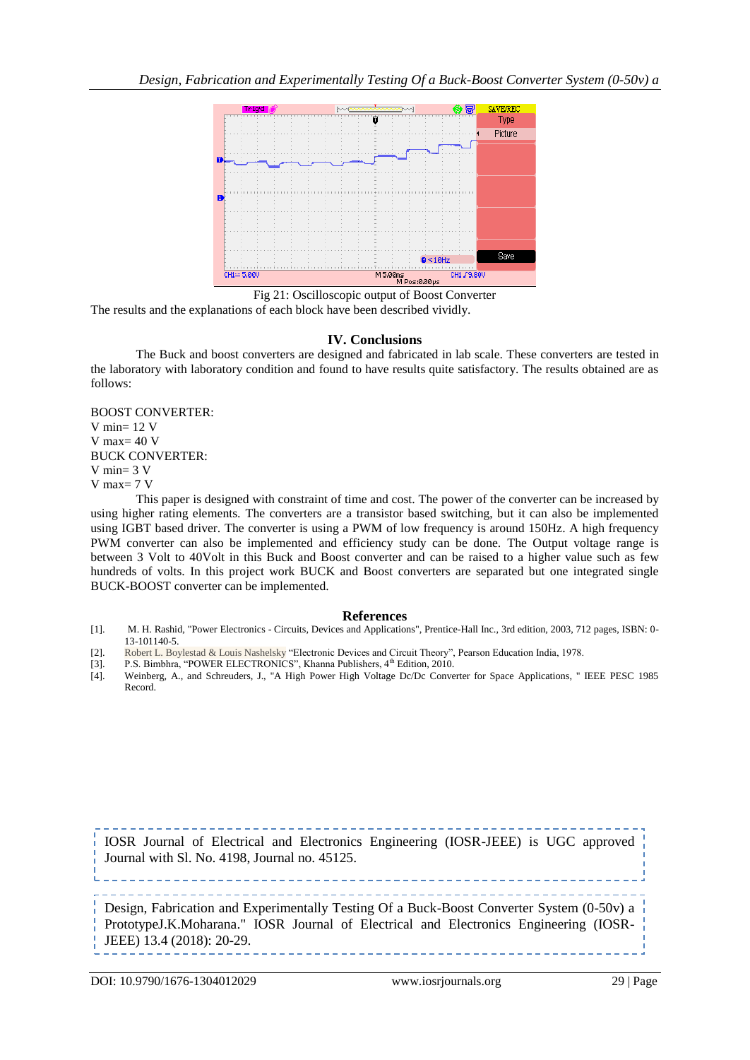Trig'd | SAVE/REC | Type | Picture | Save

CH1 = 5.00V | M 5.00ms | M Pos:0.00μs | CH1 ƒ 9.80V | <10Hz

Fig 21: Oscilloscopic output of Boost Converter

The results and the explanations of each block have been described vividly.

## IV. Conclusions

The Buck and boost converters are designed and fabricated in lab scale. These converters are tested in the laboratory with laboratory condition and found to have results quite satisfactory. The results obtained are as follows:

BOOST CONVERTER:
V min= 12 V
V max= 40 V
BUCK CONVERTER:
V min= 3 V
V max= 7 V

This paper is designed with constraint of time and cost. The power of the converter can be increased by using higher rating elements. The converters are a transistor based switching, but it can also be implemented using IGBT based driver. The converter is using a PWM of low frequency is around 150Hz. A high frequency PWM converter can also be implemented and efficiency study can be done. The Output voltage range is between 3 Volt to 40Volt in this Buck and Boost converter and can be raised to a higher value such as few hundreds of volts. In this project work BUCK and Boost converters are separated but one integrated single BUCK-BOOST converter can be implemented.

## References

[1]. M. H. Rashid, "Power Electronics - Circuits, Devices and Applications", Prentice-Hall Inc., 3rd edition, 2003, 712 pages, ISBN: 0-13-101140-5.

[2]. Robert L. Boylestad & Louis Nashelsky "Electronic Devices and Circuit Theory", Pearson Education India, 1978.

[3]. P.S. Bimbhra, "POWER ELECTRONICS", Khanna Publishers, 4th Edition, 2010.

[4]. Weinberg, A., and Schreuders, J., "A High Power High Voltage Dc/Dc Converter for Space Applications, " IEEE PESC 1985 Record.

IOSR Journal of Electrical and Electronics Engineering (IOSR-JEEE) is UGC approved Journal with Sl. No. 4198, Journal no. 45125.

Design, Fabrication and Experimentally Testing Of a Buck-Boost Converter System (0-50v) a PrototypeJ.K.Moharana." IOSR Journal of Electrical and Electronics Engineering (IOSR-JEEE) 13.4 (2018): 20-29.